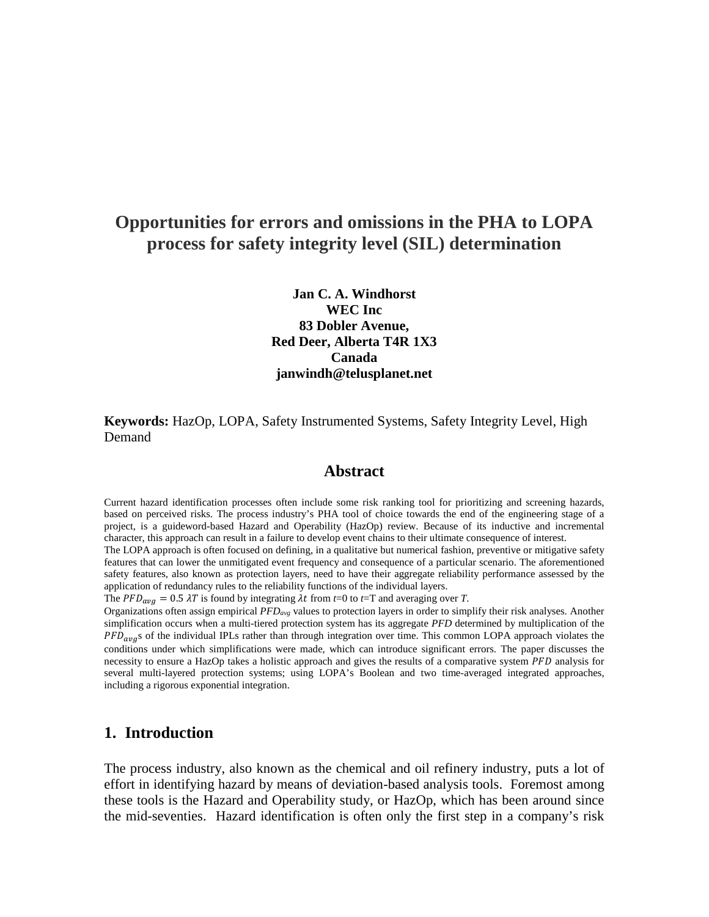# Opportunities for errors and omissions in the PHA to LOPA process for safety integrity level (SIL) determination

**Jan C. A. Windhorst**
**WEC Inc**
**83 Dobler Avenue,**
**Red Deer, Alberta T4R 1X3**
**Canada**
**janwindh@telusplanet.net**

**Keywords:** HazOp, LOPA, Safety Instrumented Systems, Safety Integrity Level, High Demand

## Abstract

Current hazard identification processes often include some risk ranking tool for prioritizing and screening hazards, based on perceived risks. The process industry's PHA tool of choice towards the end of the engineering stage of a project, is a guideword-based Hazard and Operability (HazOp) review. Because of its inductive and incremental character, this approach can result in a failure to develop event chains to their ultimate consequence of interest.

The LOPA approach is often focused on defining, in a qualitative but numerical fashion, preventive or mitigative safety features that can lower the unmitigated event frequency and consequence of a particular scenario. The aforementioned safety features, also known as protection layers, need to have their aggregate reliability performance assessed by the application of redundancy rules to the reliability functions of the individual layers.

The $PFD_{avg} = 0.5\ \lambda T$ is found by integrating $\lambda t$ from $t$=0 to $t$=T and averaging over $T$.

Organizations often assign empirical $PFD_{avg}$ values to protection layers in order to simplify their risk analyses. Another simplification occurs when a multi-tiered protection system has its aggregate $PFD$ determined by multiplication of the $PFD_{avg}$s of the individual IPLs rather than through integration over time. This common LOPA approach violates the conditions under which simplifications were made, which can introduce significant errors. The paper discusses the necessity to ensure a HazOp takes a holistic approach and gives the results of a comparative system $PFD$ analysis for several multi-layered protection systems; using LOPA's Boolean and two time-averaged integrated approaches, including a rigorous exponential integration.

## 1. Introduction

The process industry, also known as the chemical and oil refinery industry, puts a lot of effort in identifying hazard by means of deviation-based analysis tools. Foremost among these tools is the Hazard and Operability study, or HazOp, which has been around since the mid-seventies. Hazard identification is often only the first step in a company's risk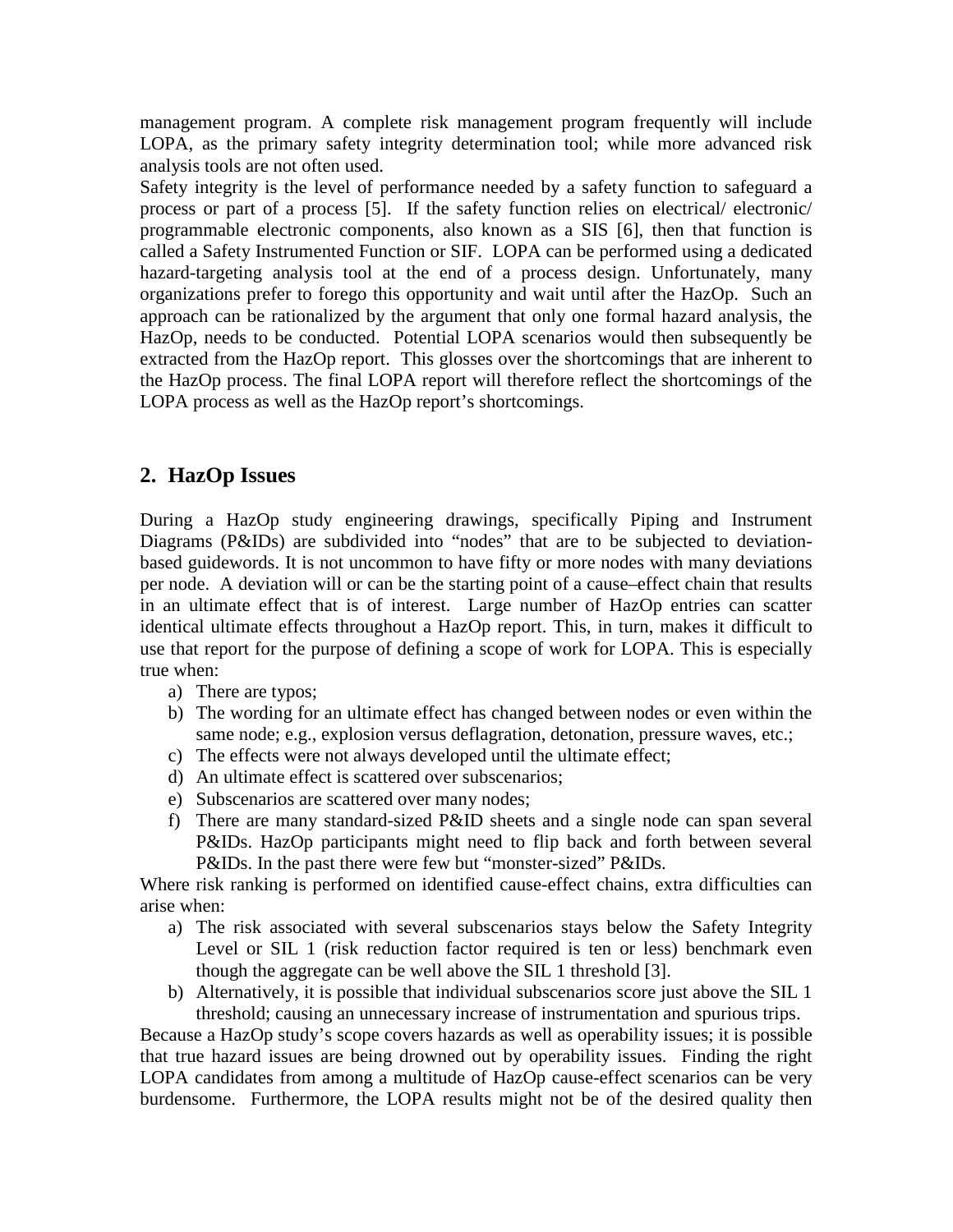management program. A complete risk management program frequently will include LOPA, as the primary safety integrity determination tool; while more advanced risk analysis tools are not often used.

Safety integrity is the level of performance needed by a safety function to safeguard a process or part of a process [5]. If the safety function relies on electrical/ electronic/ programmable electronic components, also known as a SIS [6], then that function is called a Safety Instrumented Function or SIF. LOPA can be performed using a dedicated hazard-targeting analysis tool at the end of a process design. Unfortunately, many organizations prefer to forego this opportunity and wait until after the HazOp. Such an approach can be rationalized by the argument that only one formal hazard analysis, the HazOp, needs to be conducted. Potential LOPA scenarios would then subsequently be extracted from the HazOp report. This glosses over the shortcomings that are inherent to the HazOp process. The final LOPA report will therefore reflect the shortcomings of the LOPA process as well as the HazOp report's shortcomings.

## 2. HazOp Issues

During a HazOp study engineering drawings, specifically Piping and Instrument Diagrams (P&IDs) are subdivided into "nodes" that are to be subjected to deviation-based guidewords. It is not uncommon to have fifty or more nodes with many deviations per node. A deviation will or can be the starting point of a cause–effect chain that results in an ultimate effect that is of interest. Large number of HazOp entries can scatter identical ultimate effects throughout a HazOp report. This, in turn, makes it difficult to use that report for the purpose of defining a scope of work for LOPA. This is especially true when:

a) There are typos;
b) The wording for an ultimate effect has changed between nodes or even within the same node; e.g., explosion versus deflagration, detonation, pressure waves, etc.;
c) The effects were not always developed until the ultimate effect;
d) An ultimate effect is scattered over subscenarios;
e) Subscenarios are scattered over many nodes;
f) There are many standard-sized P&ID sheets and a single node can span several P&IDs. HazOp participants might need to flip back and forth between several P&IDs. In the past there were few but "monster-sized" P&IDs.

Where risk ranking is performed on identified cause-effect chains, extra difficulties can arise when:

a) The risk associated with several subscenarios stays below the Safety Integrity Level or SIL 1 (risk reduction factor required is ten or less) benchmark even though the aggregate can be well above the SIL 1 threshold [3].
b) Alternatively, it is possible that individual subscenarios score just above the SIL 1 threshold; causing an unnecessary increase of instrumentation and spurious trips.

Because a HazOp study's scope covers hazards as well as operability issues; it is possible that true hazard issues are being drowned out by operability issues. Finding the right LOPA candidates from among a multitude of HazOp cause-effect scenarios can be very burdensome. Furthermore, the LOPA results might not be of the desired quality then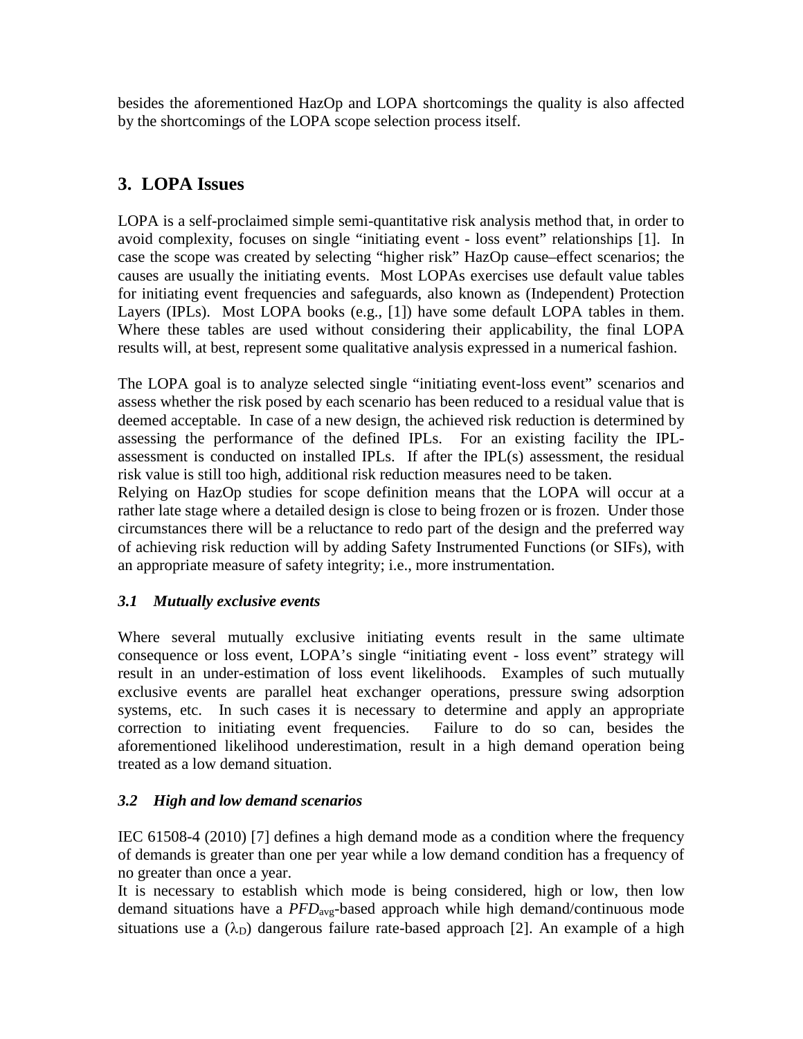besides the aforementioned HazOp and LOPA shortcomings the quality is also affected by the shortcomings of the LOPA scope selection process itself.

## 3. LOPA Issues

LOPA is a self-proclaimed simple semi-quantitative risk analysis method that, in order to avoid complexity, focuses on single "initiating event - loss event" relationships [1]. In case the scope was created by selecting "higher risk" HazOp cause–effect scenarios; the causes are usually the initiating events. Most LOPAs exercises use default value tables for initiating event frequencies and safeguards, also known as (Independent) Protection Layers (IPLs). Most LOPA books (e.g., [1]) have some default LOPA tables in them. Where these tables are used without considering their applicability, the final LOPA results will, at best, represent some qualitative analysis expressed in a numerical fashion.

The LOPA goal is to analyze selected single "initiating event-loss event" scenarios and assess whether the risk posed by each scenario has been reduced to a residual value that is deemed acceptable. In case of a new design, the achieved risk reduction is determined by assessing the performance of the defined IPLs. For an existing facility the IPL-assessment is conducted on installed IPLs. If after the IPL(s) assessment, the residual risk value is still too high, additional risk reduction measures need to be taken.
Relying on HazOp studies for scope definition means that the LOPA will occur at a rather late stage where a detailed design is close to being frozen or is frozen. Under those circumstances there will be a reluctance to redo part of the design and the preferred way of achieving risk reduction will by adding Safety Instrumented Functions (or SIFs), with an appropriate measure of safety integrity; i.e., more instrumentation.

### *3.1 Mutually exclusive events*

Where several mutually exclusive initiating events result in the same ultimate consequence or loss event, LOPA's single "initiating event - loss event" strategy will result in an under-estimation of loss event likelihoods. Examples of such mutually exclusive events are parallel heat exchanger operations, pressure swing adsorption systems, etc. In such cases it is necessary to determine and apply an appropriate correction to initiating event frequencies. Failure to do so can, besides the aforementioned likelihood underestimation, result in a high demand operation being treated as a low demand situation.

### *3.2 High and low demand scenarios*

IEC 61508-4 (2010) [7] defines a high demand mode as a condition where the frequency of demands is greater than one per year while a low demand condition has a frequency of no greater than once a year.
It is necessary to establish which mode is being considered, high or low, then low demand situations have a $PFD_{avg}$-based approach while high demand/continuous mode situations use a ($\lambda_D$) dangerous failure rate-based approach [2]. An example of a high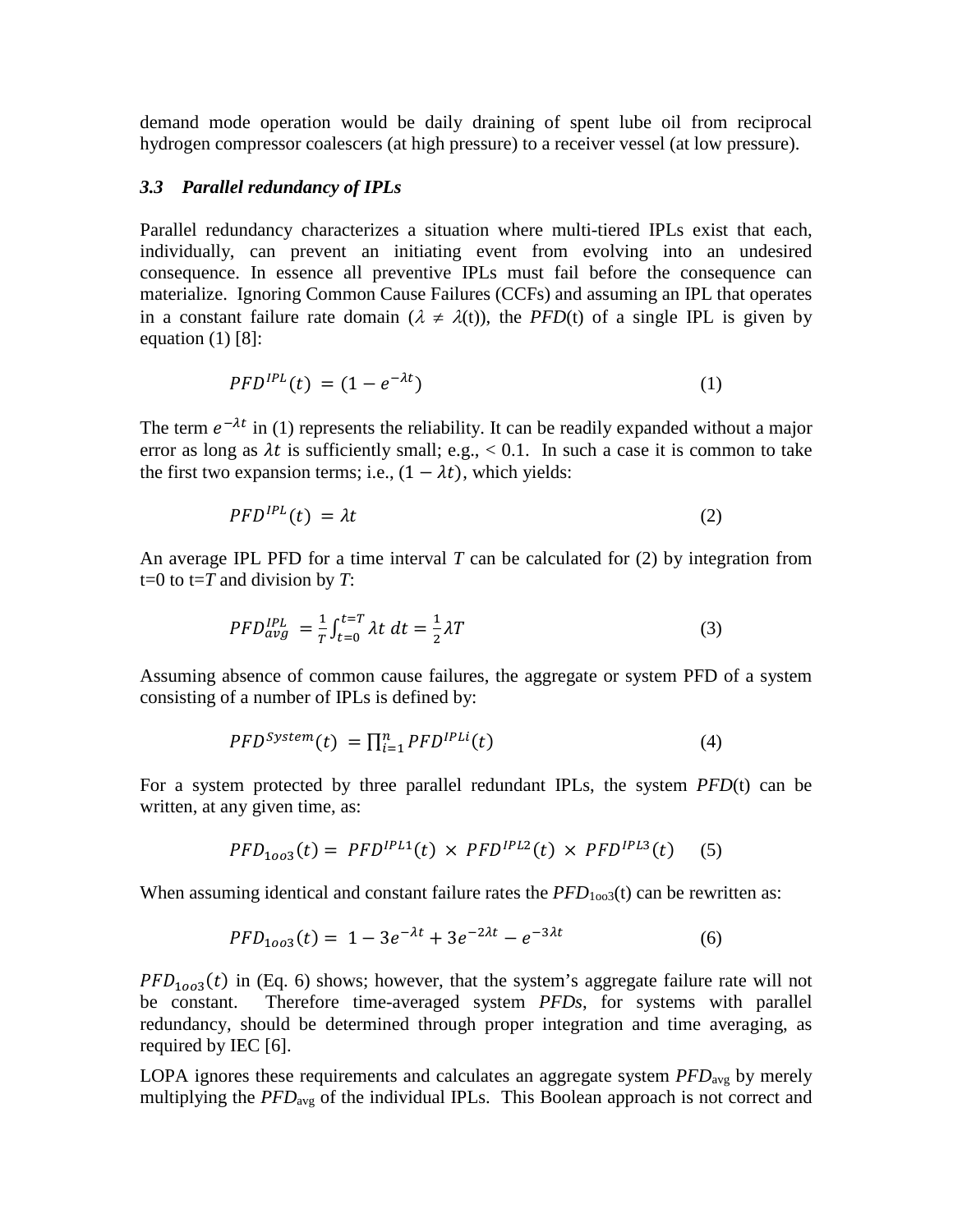demand mode operation would be daily draining of spent lube oil from reciprocal hydrogen compressor coalescers (at high pressure) to a receiver vessel (at low pressure).

### *3.3 Parallel redundancy of IPLs*

Parallel redundancy characterizes a situation where multi-tiered IPLs exist that each, individually, can prevent an initiating event from evolving into an undesired consequence. In essence all preventive IPLs must fail before the consequence can materialize. Ignoring Common Cause Failures (CCFs) and assuming an IPL that operates in a constant failure rate domain ($\lambda \neq \lambda$(t)), the *PFD*(t) of a single IPL is given by equation (1) [8]:

$$PFD^{IPL}(t) = (1 - e^{-\lambda t}) \quad (1)$$

The term $e^{-\lambda t}$ in (1) represents the reliability. It can be readily expanded without a major error as long as $\lambda t$ is sufficiently small; e.g., < 0.1. In such a case it is common to take the first two expansion terms; i.e., $(1 - \lambda t)$, which yields:

$$PFD^{IPL}(t) = \lambda t \quad (2)$$

An average IPL PFD for a time interval $T$ can be calculated for (2) by integration from t=0 to t=$T$ and division by $T$:

$$PFD_{avg}^{IPL} = \frac{1}{T}\int_{t=0}^{t=T} \lambda t \, dt = \frac{1}{2}\lambda T \quad (3)$$

Assuming absence of common cause failures, the aggregate or system PFD of a system consisting of a number of IPLs is defined by:

$$PFD^{System}(t) = \prod_{i=1}^{n} PFD^{IPLi}(t) \quad (4)$$

For a system protected by three parallel redundant IPLs, the system *PFD*(t) can be written, at any given time, as:

$$PFD_{1oo3}(t) = PFD^{IPL1}(t) \times PFD^{IPL2}(t) \times PFD^{IPL3}(t) \quad (5)$$

When assuming identical and constant failure rates the $PFD_{1oo3}$(t) can be rewritten as:

$$PFD_{1oo3}(t) = 1 - 3e^{-\lambda t} + 3e^{-2\lambda t} - e^{-3\lambda t} \quad (6)$$

$PFD_{1oo3}(t)$ in (Eq. 6) shows; however, that the system's aggregate failure rate will not be constant. Therefore time-averaged system *PFDs*, for systems with parallel redundancy, should be determined through proper integration and time averaging, as required by IEC [6].

LOPA ignores these requirements and calculates an aggregate system $PFD_{avg}$ by merely multiplying the $PFD_{avg}$ of the individual IPLs. This Boolean approach is not correct and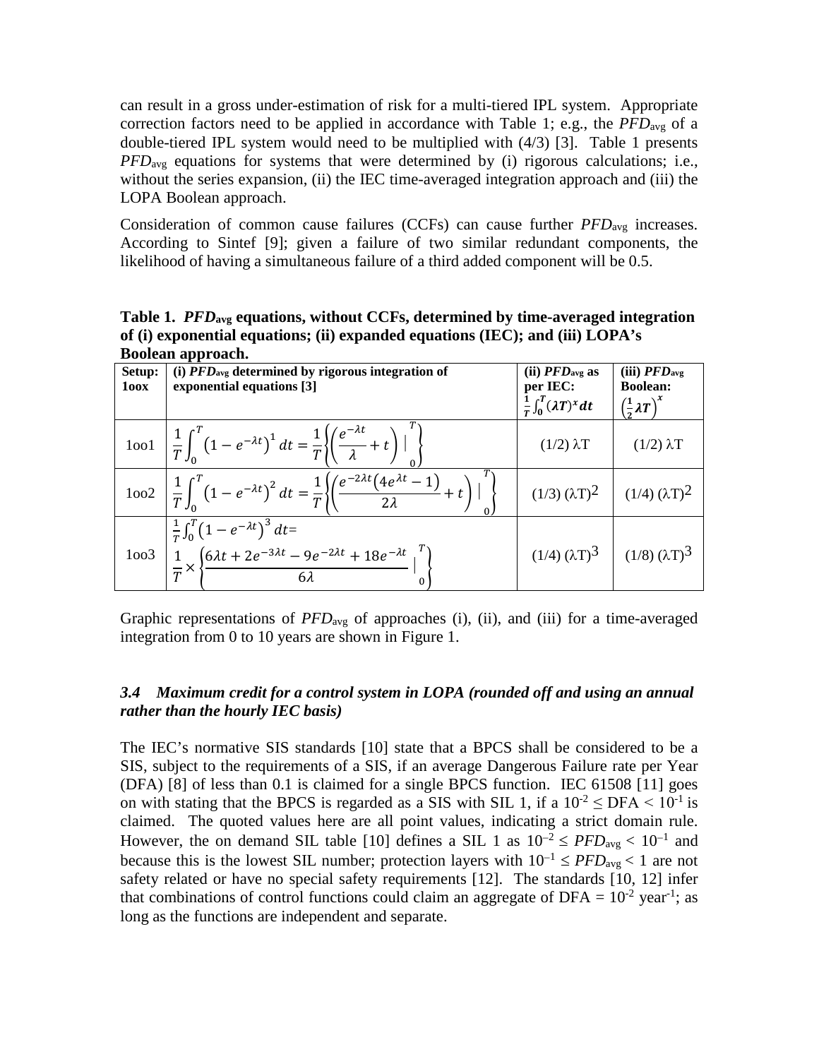can result in a gross under-estimation of risk for a multi-tiered IPL system. Appropriate correction factors need to be applied in accordance with Table 1; e.g., the $PFD_{avg}$ of a double-tiered IPL system would need to be multiplied with (4/3) [3]. Table 1 presents $PFD_{avg}$ equations for systems that were determined by (i) rigorous calculations; i.e., without the series expansion, (ii) the IEC time-averaged integration approach and (iii) the LOPA Boolean approach.

Consideration of common cause failures (CCFs) can cause further $PFD_{avg}$ increases. According to Sintef [9]; given a failure of two similar redundant components, the likelihood of having a simultaneous failure of a third added component will be 0.5.

**Table 1. $PFD_{avg}$ equations, without CCFs, determined by time-averaged integration of (i) exponential equations; (ii) expanded equations (IEC); and (iii) LOPA's Boolean approach.**

| Setup: 1oox | (i) $PFD_{avg}$ determined by rigorous integration of exponential equations [3] | (ii) $PFD_{avg}$ as per IEC: $\frac{1}{T}\int_0^T(\lambda T)^x dt$ | (iii) $PFD_{avg}$ Boolean: $\left(\frac{1}{2}\lambda T\right)^x$ |
|---|---|---|---|
| 1oo1 | $\frac{1}{T}\int_0^T\left(1-e^{-\lambda t}\right)^1 dt = \frac{1}{T}\left\{\left(\frac{e^{-\lambda t}}{\lambda}+t\right)\Big\vert_0^T\right\}$ | (1/2) $\lambda$T | (1/2) $\lambda$T |
| 1oo2 | $\frac{1}{T}\int_0^T\left(1-e^{-\lambda t}\right)^2 dt = \frac{1}{T}\left\{\left(\frac{e^{-2\lambda t}\left(4e^{\lambda t}-1\right)}{2\lambda}+t\right)\Big\vert_0^T\right\}$ | (1/3) $(\lambda T)^2$ | (1/4) $(\lambda T)^2$ |
| 1oo3 | $\frac{1}{T}\int_0^T\left(1-e^{-\lambda t}\right)^3 dt = \frac{1}{T}\times\left\{\frac{6\lambda t+2e^{-3\lambda t}-9e^{-2\lambda t}+18e^{-\lambda t}}{6\lambda}\Big\vert_0^T\right\}$ | (1/4) $(\lambda T)^3$ | (1/8) $(\lambda T)^3$ |

Graphic representations of $PFD_{avg}$ of approaches (i), (ii), and (iii) for a time-averaged integration from 0 to 10 years are shown in Figure 1.

### *3.4 Maximum credit for a control system in LOPA (rounded off and using an annual rather than the hourly IEC basis)*

The IEC's normative SIS standards [10] state that a BPCS shall be considered to be a SIS, subject to the requirements of a SIS, if an average Dangerous Failure rate per Year (DFA) [8] of less than 0.1 is claimed for a single BPCS function. IEC 61508 [11] goes on with stating that the BPCS is regarded as a SIS with SIL 1, if a $10^{-2} \leq$ DFA $< 10^{-1}$ is claimed. The quoted values here are all point values, indicating a strict domain rule. However, the on demand SIL table [10] defines a SIL 1 as $10^{-2} \leq PFD_{avg} < 10^{-1}$ and because this is the lowest SIL number; protection layers with $10^{-1} \leq PFD_{avg} < 1$ are not safety related or have no special safety requirements [12]. The standards [10, 12] infer that combinations of control functions could claim an aggregate of DFA = $10^{-2}$ year$^{-1}$; as long as the functions are independent and separate.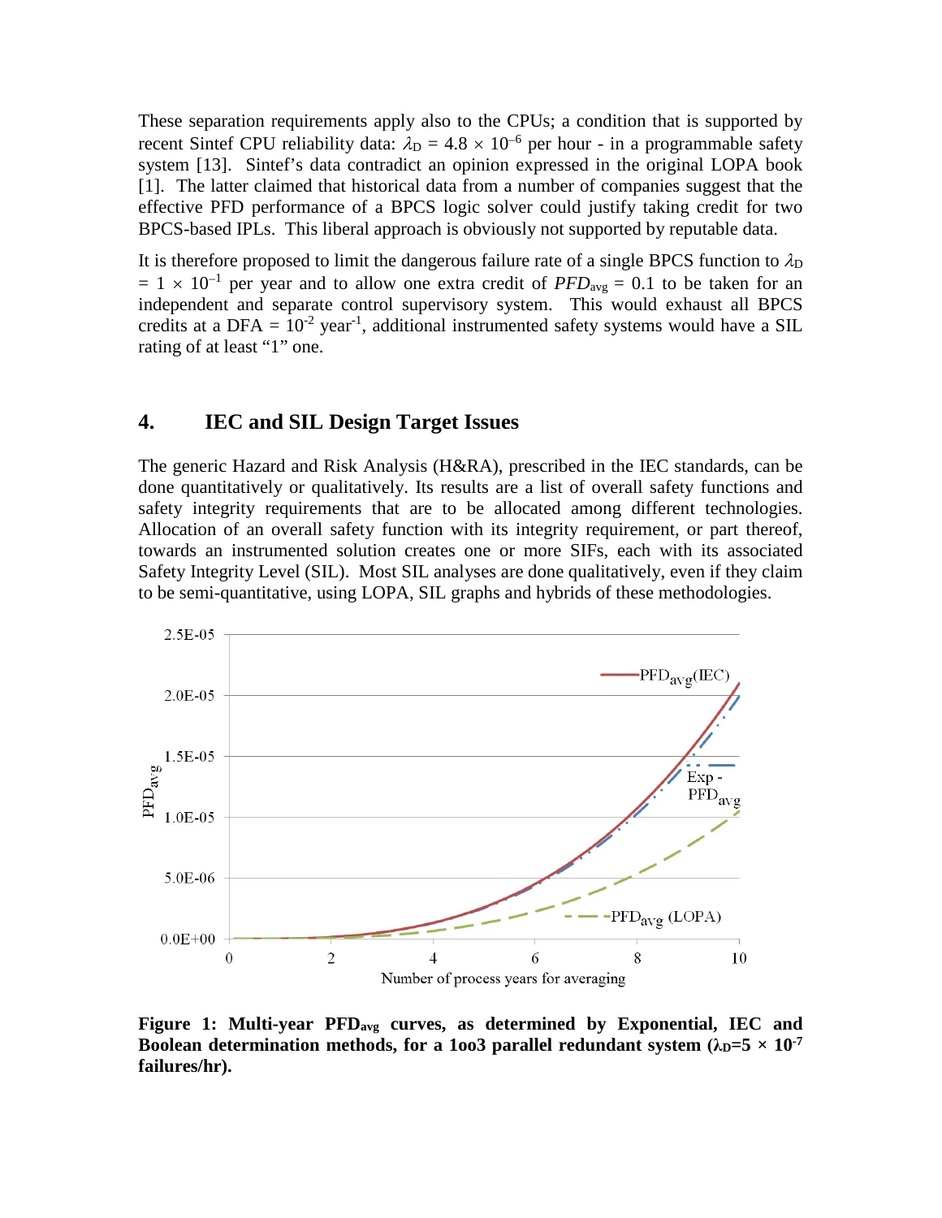These separation requirements apply also to the CPUs; a condition that is supported by recent Sintef CPU reliability data: $\lambda_D = 4.8 \times 10^{-6}$ per hour - in a programmable safety system [13]. Sintef's data contradict an opinion expressed in the original LOPA book [1]. The latter claimed that historical data from a number of companies suggest that the effective PFD performance of a BPCS logic solver could justify taking credit for two BPCS-based IPLs. This liberal approach is obviously not supported by reputable data.

It is therefore proposed to limit the dangerous failure rate of a single BPCS function to $\lambda_D = 1 \times 10^{-1}$ per year and to allow one extra credit of $PFD_{avg} = 0.1$ to be taken for an independent and separate control supervisory system. This would exhaust all BPCS credits at a DFA = $10^{-2}$ year$^{-1}$, additional instrumented safety systems would have a SIL rating of at least "1" one.

## 4. IEC and SIL Design Target Issues

The generic Hazard and Risk Analysis (H&RA), prescribed in the IEC standards, can be done quantitatively or qualitatively. Its results are a list of overall safety functions and safety integrity requirements that are to be allocated among different technologies. Allocation of an overall safety function with its integrity requirement, or part thereof, towards an instrumented solution creates one or more SIFs, each with its associated Safety Integrity Level (SIL). Most SIL analyses are done qualitatively, even if they claim to be semi-quantitative, using LOPA, SIL graphs and hybrids of these methodologies.

**Figure 1: Multi-year $PFD_{avg}$ curves, as determined by Exponential, IEC and Boolean determination methods, for a 1oo3 parallel redundant system ($\lambda_D = 5 \times 10^{-7}$ failures/hr).**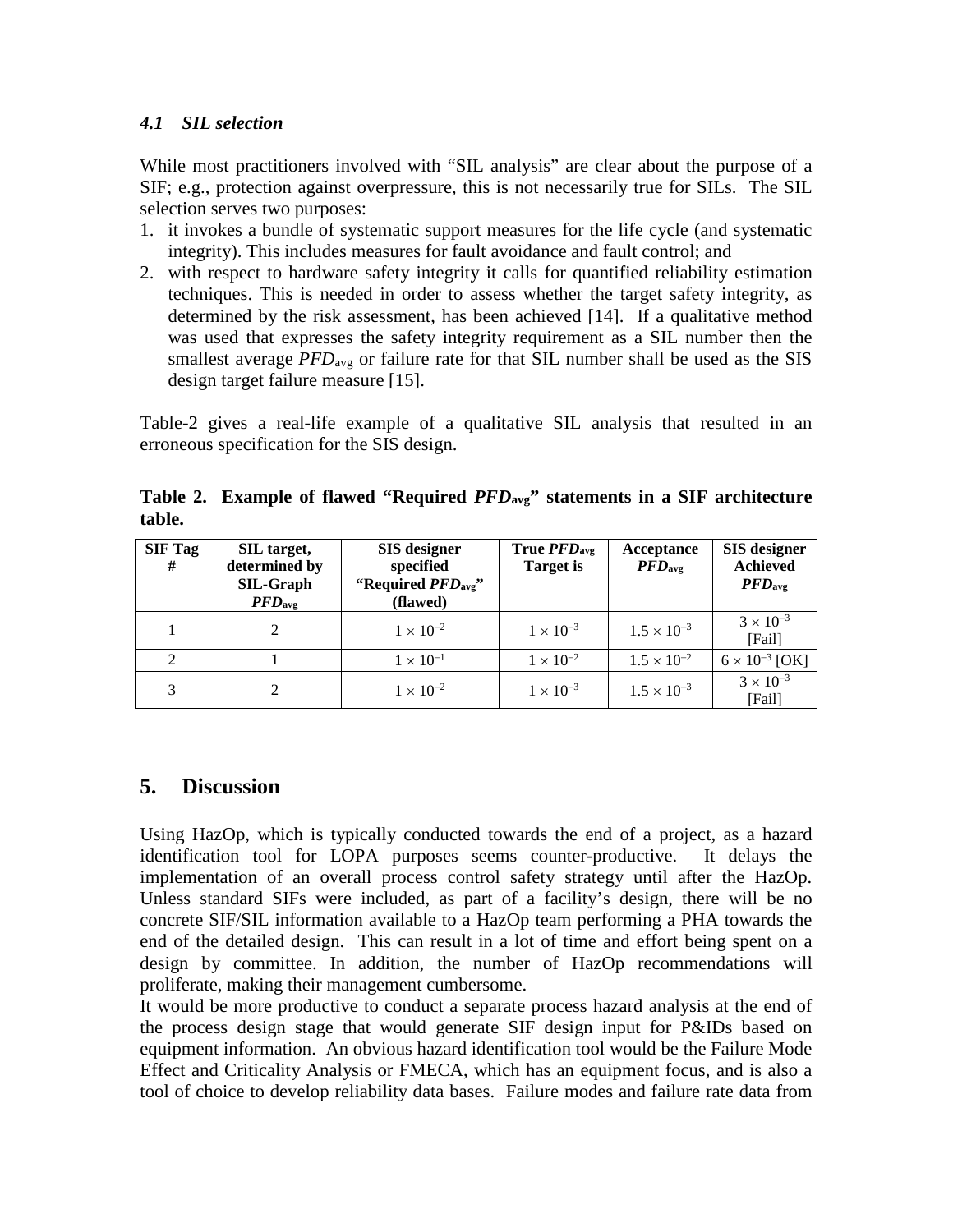### *4.1 SIL selection*

While most practitioners involved with "SIL analysis" are clear about the purpose of a SIF; e.g., protection against overpressure, this is not necessarily true for SILs. The SIL selection serves two purposes:

1. it invokes a bundle of systematic support measures for the life cycle (and systematic integrity). This includes measures for fault avoidance and fault control; and
2. with respect to hardware safety integrity it calls for quantified reliability estimation techniques. This is needed in order to assess whether the target safety integrity, as determined by the risk assessment, has been achieved [14]. If a qualitative method was used that expresses the safety integrity requirement as a SIL number then the smallest average $PFD_{avg}$ or failure rate for that SIL number shall be used as the SIS design target failure measure [15].

Table-2 gives a real-life example of a qualitative SIL analysis that resulted in an erroneous specification for the SIS design.

**Table 2. Example of flawed "Required $PFD_{avg}$" statements in a SIF architecture table.**

| SIF Tag # | SIL target, determined by SIL-Graph $PFD_{avg}$ | SIS designer specified "Required $PFD_{avg}$" (flawed) | True $PFD_{avg}$ Target is | Acceptance $PFD_{avg}$ | SIS designer Achieved $PFD_{avg}$ |
|---|---|---|---|---|---|
| 1 | 2 | $1 \times 10^{-2}$ | $1 \times 10^{-3}$ | $1.5 \times 10^{-3}$ | $3 \times 10^{-3}$ [Fail] |
| 2 | 1 | $1 \times 10^{-1}$ | $1 \times 10^{-2}$ | $1.5 \times 10^{-2}$ | $6 \times 10^{-3}$ [OK] |
| 3 | 2 | $1 \times 10^{-2}$ | $1 \times 10^{-3}$ | $1.5 \times 10^{-3}$ | $3 \times 10^{-3}$ [Fail] |

## 5. Discussion

Using HazOp, which is typically conducted towards the end of a project, as a hazard identification tool for LOPA purposes seems counter-productive. It delays the implementation of an overall process control safety strategy until after the HazOp. Unless standard SIFs were included, as part of a facility's design, there will be no concrete SIF/SIL information available to a HazOp team performing a PHA towards the end of the detailed design. This can result in a lot of time and effort being spent on a design by committee. In addition, the number of HazOp recommendations will proliferate, making their management cumbersome.

It would be more productive to conduct a separate process hazard analysis at the end of the process design stage that would generate SIF design input for P&IDs based on equipment information. An obvious hazard identification tool would be the Failure Mode Effect and Criticality Analysis or FMECA, which has an equipment focus, and is also a tool of choice to develop reliability data bases. Failure modes and failure rate data from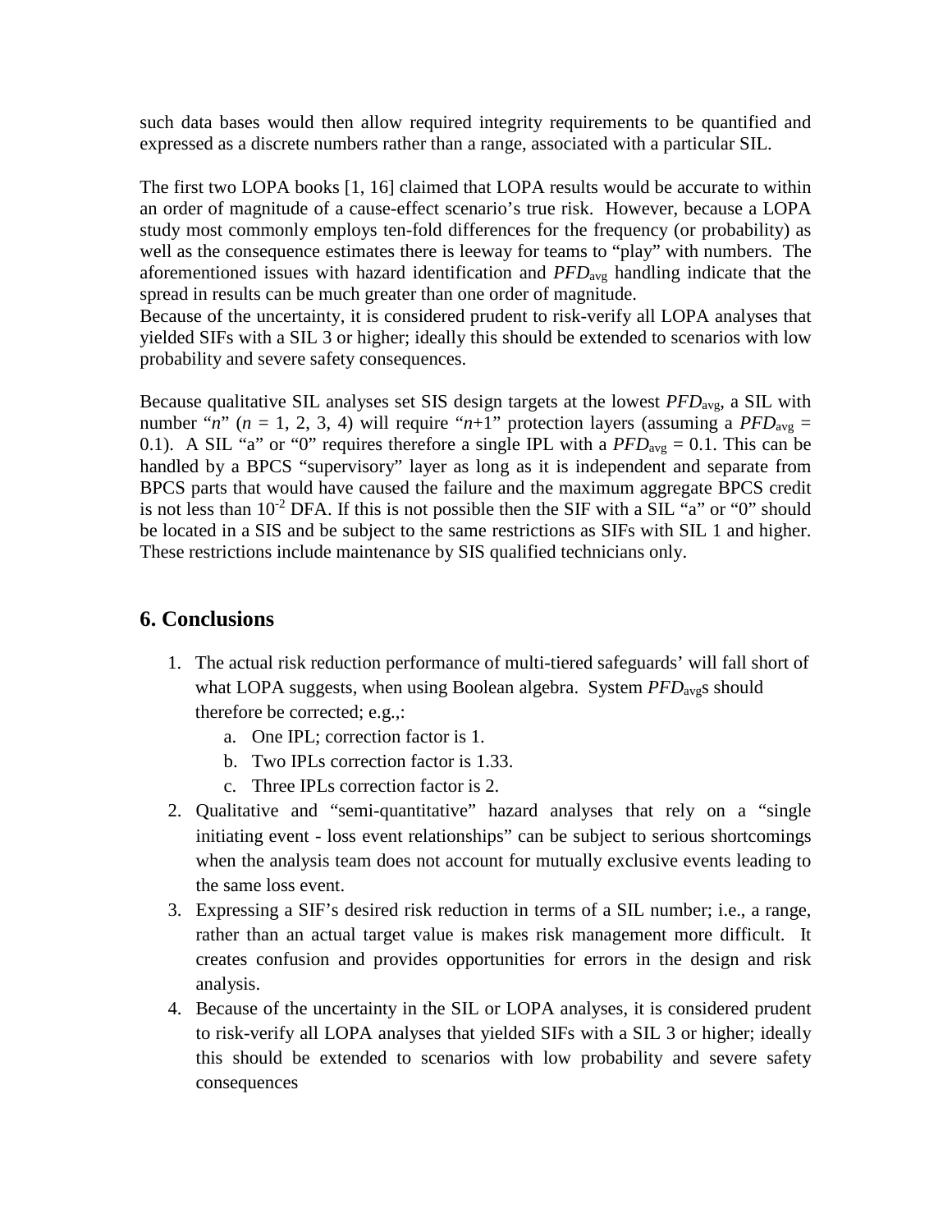such data bases would then allow required integrity requirements to be quantified and expressed as a discrete numbers rather than a range, associated with a particular SIL.

The first two LOPA books [1, 16] claimed that LOPA results would be accurate to within an order of magnitude of a cause-effect scenario's true risk. However, because a LOPA study most commonly employs ten-fold differences for the frequency (or probability) as well as the consequence estimates there is leeway for teams to "play" with numbers. The aforementioned issues with hazard identification and $PFD_{avg}$ handling indicate that the spread in results can be much greater than one order of magnitude.

Because of the uncertainty, it is considered prudent to risk-verify all LOPA analyses that yielded SIFs with a SIL 3 or higher; ideally this should be extended to scenarios with low probability and severe safety consequences.

Because qualitative SIL analyses set SIS design targets at the lowest $PFD_{avg}$, a SIL with number "$n$" ($n$ = 1, 2, 3, 4) will require "$n$+1" protection layers (assuming a $PFD_{avg}$ = 0.1). A SIL "a" or "0" requires therefore a single IPL with a $PFD_{avg}$ = 0.1. This can be handled by a BPCS "supervisory" layer as long as it is independent and separate from BPCS parts that would have caused the failure and the maximum aggregate BPCS credit is not less than $10^{-2}$ DFA. If this is not possible then the SIF with a SIL "a" or "0" should be located in a SIS and be subject to the same restrictions as SIFs with SIL 1 and higher. These restrictions include maintenance by SIS qualified technicians only.

## 6. Conclusions

1. The actual risk reduction performance of multi-tiered safeguards' will fall short of what LOPA suggests, when using Boolean algebra. System $PFD_{avg}$s should therefore be corrected; e.g.,:
    a. One IPL; correction factor is 1.
    b. Two IPLs correction factor is 1.33.
    c. Three IPLs correction factor is 2.
2. Qualitative and "semi-quantitative" hazard analyses that rely on a "single initiating event - loss event relationships" can be subject to serious shortcomings when the analysis team does not account for mutually exclusive events leading to the same loss event.
3. Expressing a SIF's desired risk reduction in terms of a SIL number; i.e., a range, rather than an actual target value is makes risk management more difficult. It creates confusion and provides opportunities for errors in the design and risk analysis.
4. Because of the uncertainty in the SIL or LOPA analyses, it is considered prudent to risk-verify all LOPA analyses that yielded SIFs with a SIL 3 or higher; ideally this should be extended to scenarios with low probability and severe safety consequences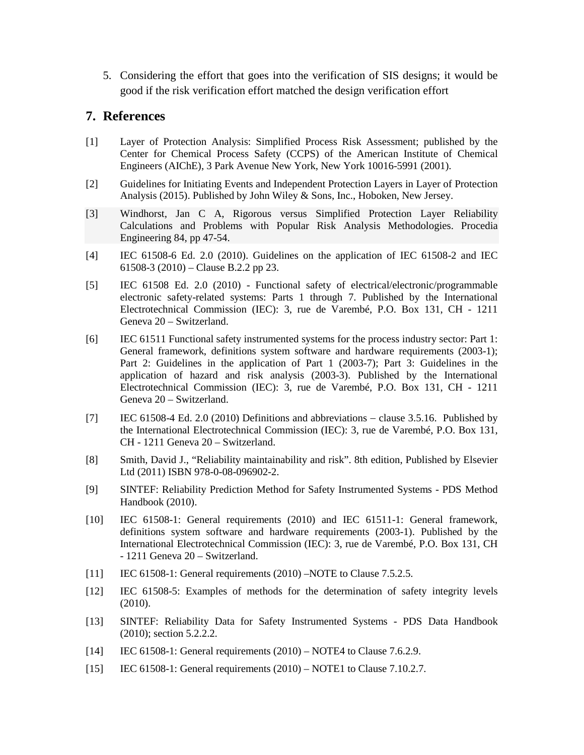5. Considering the effort that goes into the verification of SIS designs; it would be good if the risk verification effort matched the design verification effort

## 7. References

[1] Layer of Protection Analysis: Simplified Process Risk Assessment; published by the Center for Chemical Process Safety (CCPS) of the American Institute of Chemical Engineers (AIChE), 3 Park Avenue New York, New York 10016-5991 (2001).

[2] Guidelines for Initiating Events and Independent Protection Layers in Layer of Protection Analysis (2015). Published by John Wiley & Sons, Inc., Hoboken, New Jersey.

[3] Windhorst, Jan C A, Rigorous versus Simplified Protection Layer Reliability Calculations and Problems with Popular Risk Analysis Methodologies. Procedia Engineering 84, pp 47-54.

[4] IEC 61508-6 Ed. 2.0 (2010). Guidelines on the application of IEC 61508-2 and IEC 61508-3 (2010) – Clause B.2.2 pp 23.

[5] IEC 61508 Ed. 2.0 (2010) - Functional safety of electrical/electronic/programmable electronic safety-related systems: Parts 1 through 7. Published by the International Electrotechnical Commission (IEC): 3, rue de Varembé, P.O. Box 131, CH - 1211 Geneva 20 – Switzerland.

[6] IEC 61511 Functional safety instrumented systems for the process industry sector: Part 1: General framework, definitions system software and hardware requirements (2003-1); Part 2: Guidelines in the application of Part 1 (2003-7); Part 3: Guidelines in the application of hazard and risk analysis (2003-3). Published by the International Electrotechnical Commission (IEC): 3, rue de Varembé, P.O. Box 131, CH - 1211 Geneva 20 – Switzerland.

[7] IEC 61508-4 Ed. 2.0 (2010) Definitions and abbreviations – clause 3.5.16. Published by the International Electrotechnical Commission (IEC): 3, rue de Varembé, P.O. Box 131, CH - 1211 Geneva 20 – Switzerland.

[8] Smith, David J., "Reliability maintainability and risk". 8th edition, Published by Elsevier Ltd (2011) ISBN 978-0-08-096902-2.

[9] SINTEF: Reliability Prediction Method for Safety Instrumented Systems - PDS Method Handbook (2010).

[10] IEC 61508-1: General requirements (2010) and IEC 61511-1: General framework, definitions system software and hardware requirements (2003-1). Published by the International Electrotechnical Commission (IEC): 3, rue de Varembé, P.O. Box 131, CH - 1211 Geneva 20 – Switzerland.

[11] IEC 61508-1: General requirements (2010) –NOTE to Clause 7.5.2.5.

[12] IEC 61508-5: Examples of methods for the determination of safety integrity levels (2010).

[13] SINTEF: Reliability Data for Safety Instrumented Systems - PDS Data Handbook (2010); section 5.2.2.2.

[14] IEC 61508-1: General requirements (2010) – NOTE4 to Clause 7.6.2.9.

[15] IEC 61508-1: General requirements (2010) – NOTE1 to Clause 7.10.2.7.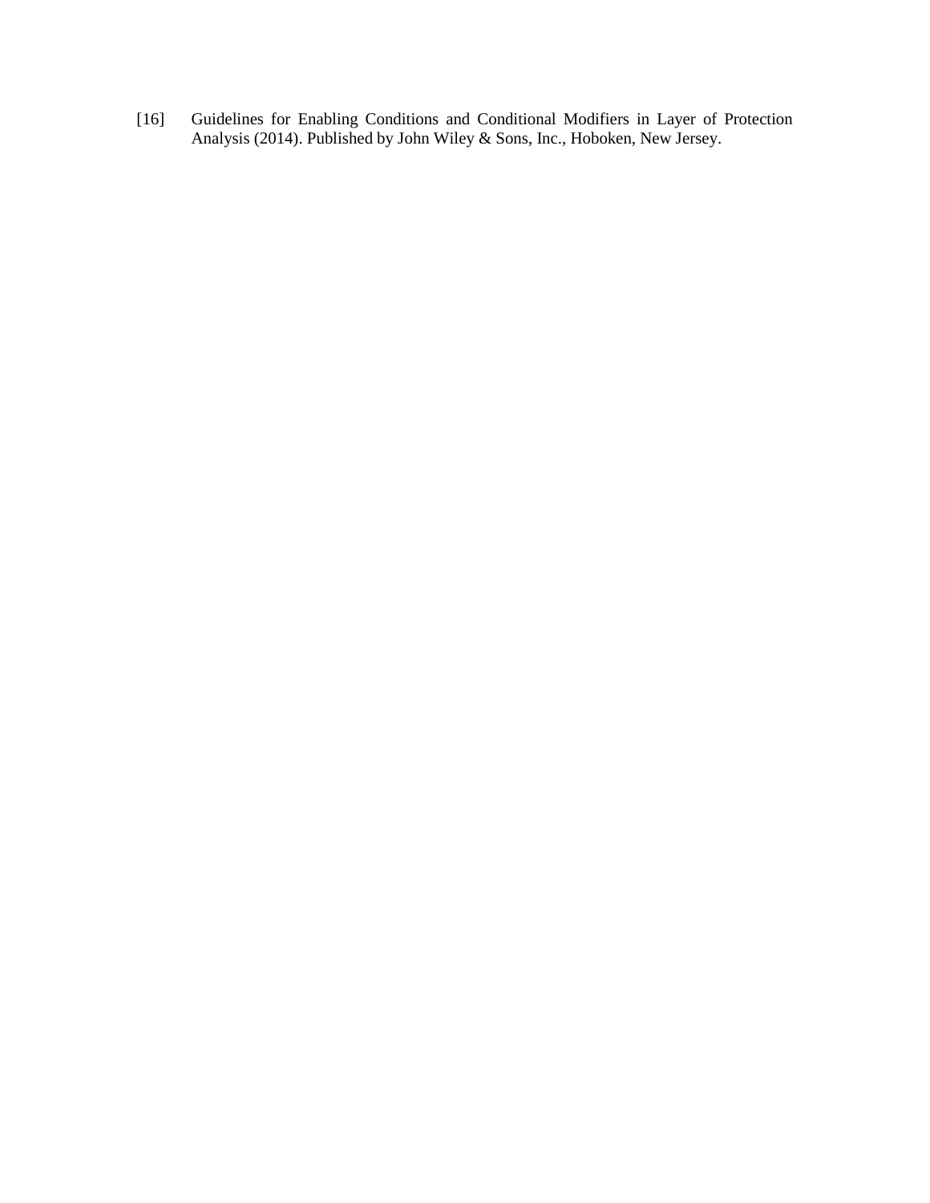[16] Guidelines for Enabling Conditions and Conditional Modifiers in Layer of Protection Analysis (2014). Published by John Wiley & Sons, Inc., Hoboken, New Jersey.